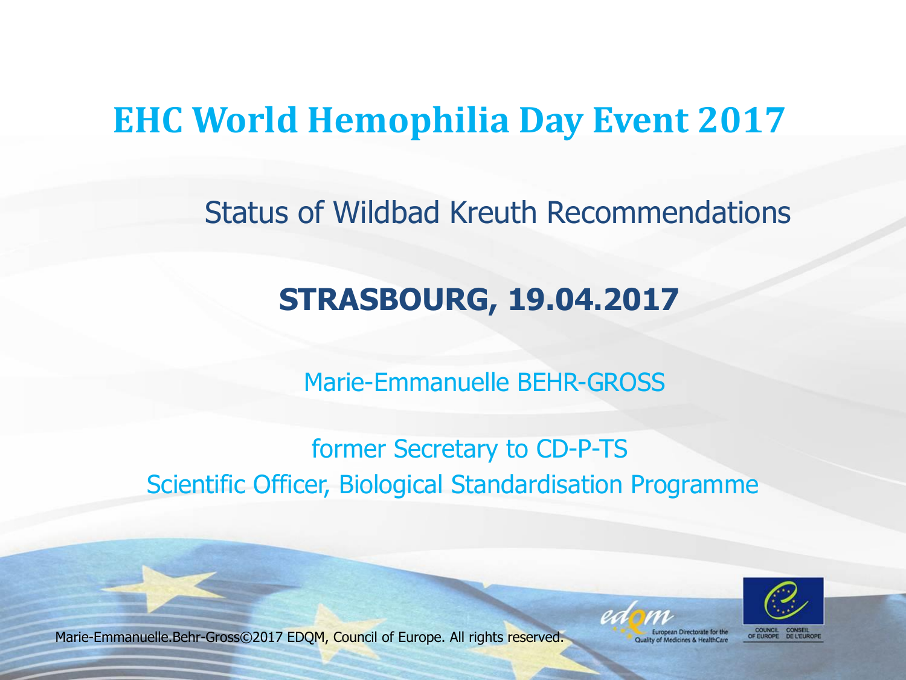# EHC World Hemophilia Day Event 2017

Status of Wildbad Kreuth Recommendations

**STRASBOURG, 19.04.2017**

Marie-Emmanuelle BEHR-GROSS

former Secretary to CD-P-TS
Scientific Officer, Biological Standardisation Programme

Marie-Emmanuelle.Behr-Gross©2017 EDQM, Council of Europe. All rights reserved.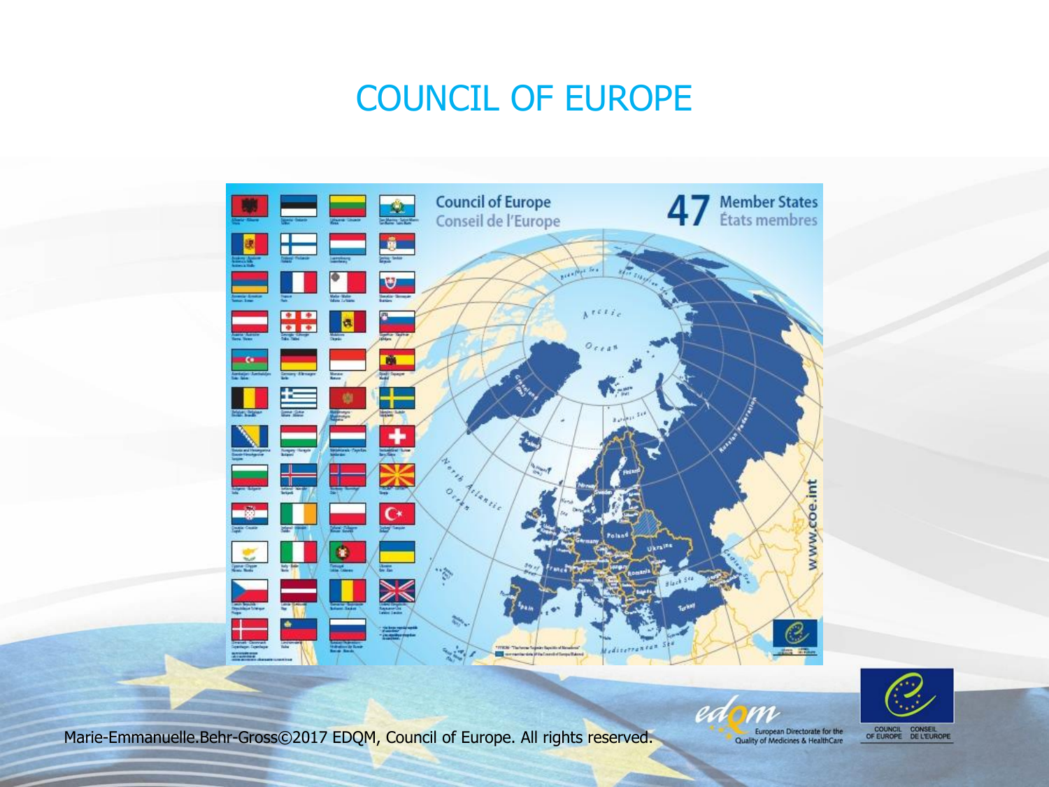# COUNCIL OF EUROPE

Council of Europe
Conseil de l'Europe

47 Member States
États membres

www.coe.int

Marie-Emmanuelle.Behr-Gross©2017 EDQM, Council of Europe. All rights reserved.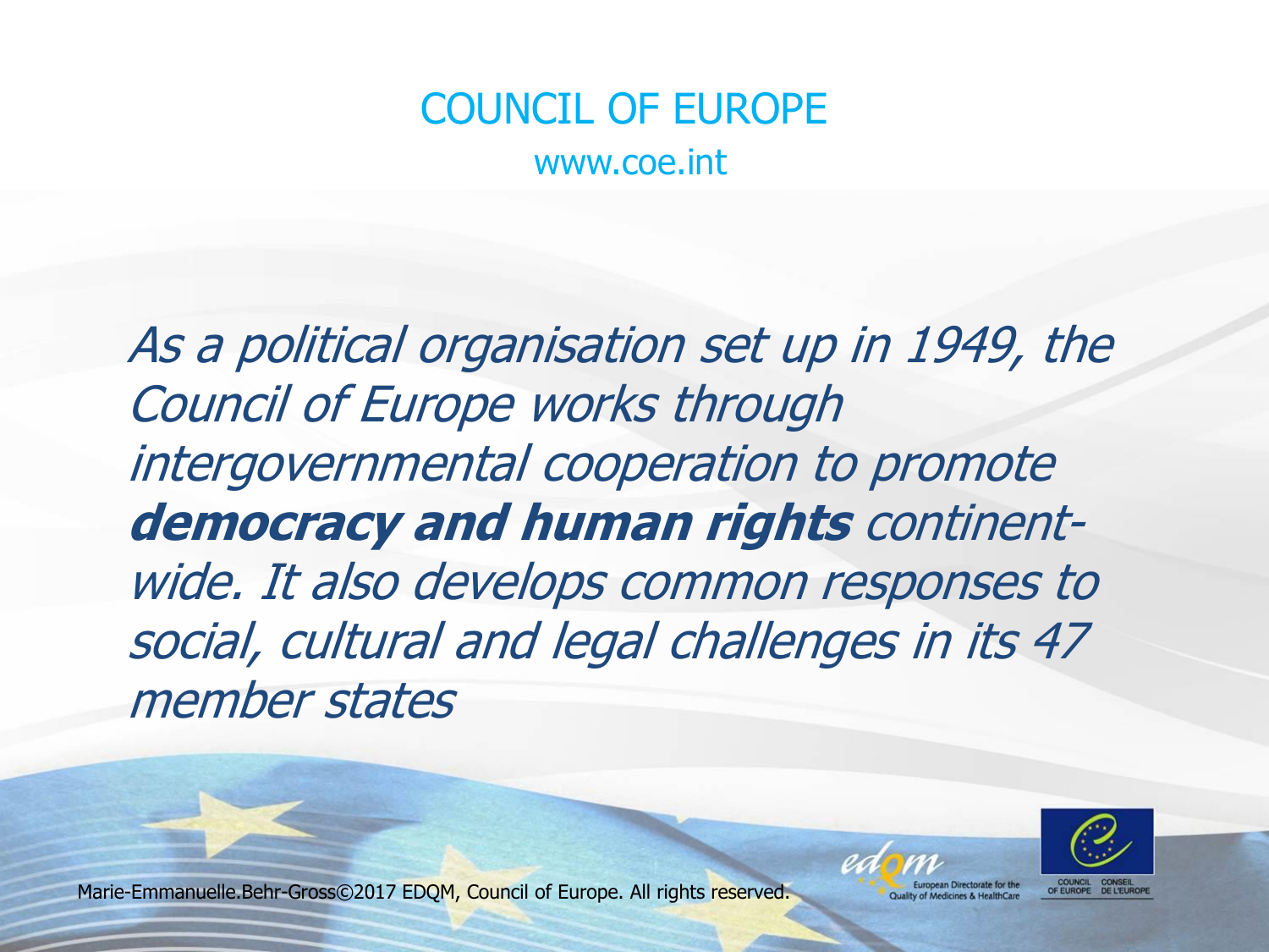# COUNCIL OF EUROPE

www.coe.int

*As a political organisation set up in 1949, the Council of Europe works through intergovernmental cooperation to promote* ***democracy and human rights*** *continent-wide. It also develops common responses to social, cultural and legal challenges in its 47 member states*

Marie-Emmanuelle.Behr-Gross©2017 EDQM, Council of Europe. All rights reserved.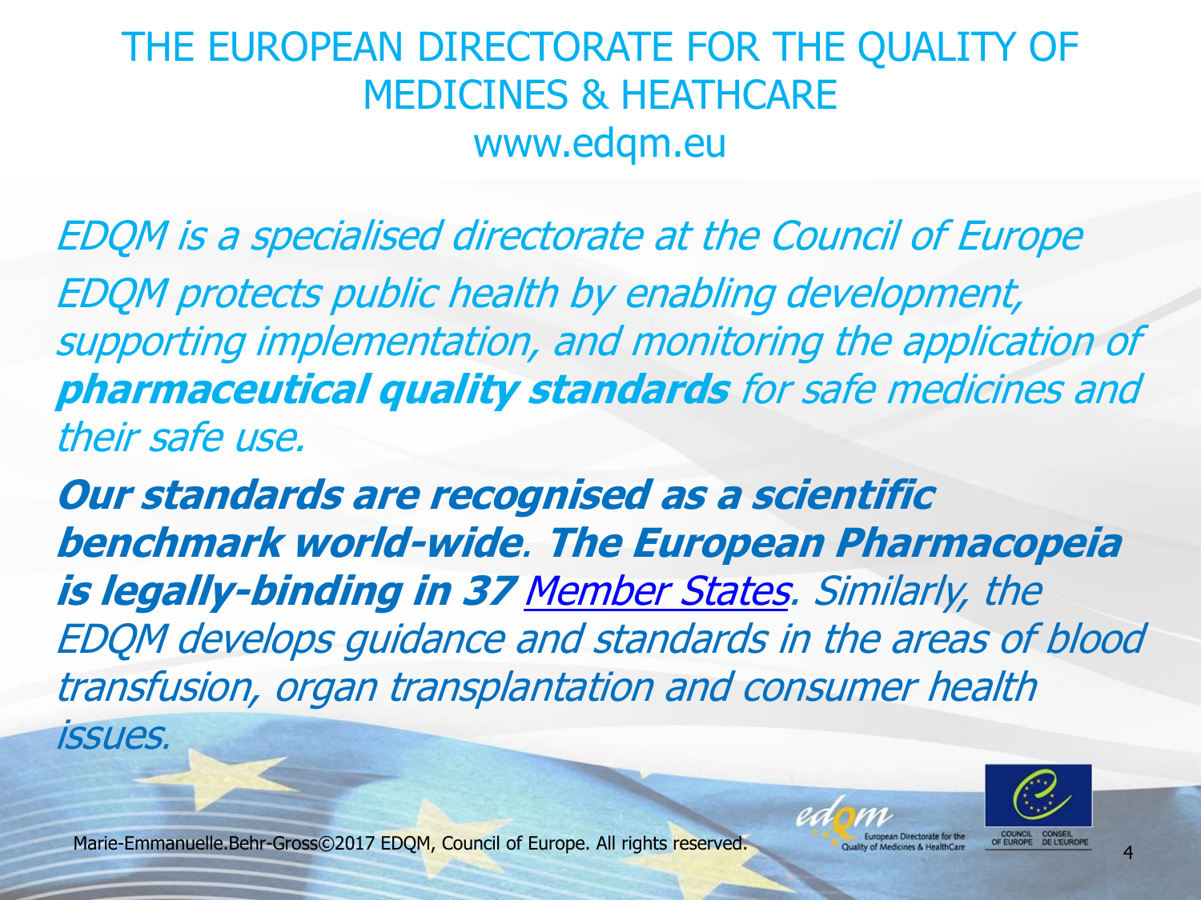# THE EUROPEAN DIRECTORATE FOR THE QUALITY OF MEDICINES & HEATHCARE
www.edqm.eu

*EDQM is a specialised directorate at the Council of Europe*

*EDQM protects public health by enabling development, supporting implementation, and monitoring the application of **pharmaceutical quality standards** for safe medicines and their safe use.*

***Our standards are recognised as a scientific benchmark world-wide**. **The European Pharmacopeia is legally-binding in 37** Member States. Similarly, the EDQM develops guidance and standards in the areas of blood transfusion, organ transplantation and consumer health issues.*

Marie-Emmanuelle.Behr-Gross©2017 EDQM, Council of Europe. All rights reserved.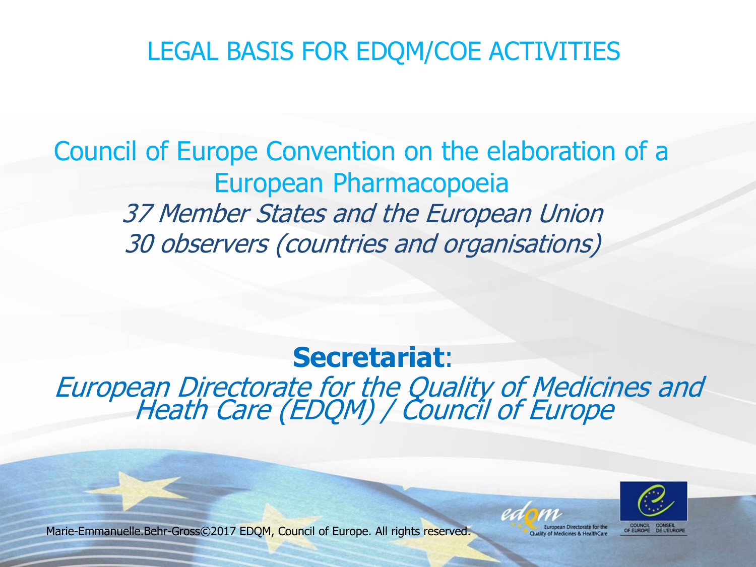# LEGAL BASIS FOR EDQM/COE ACTIVITIES

Council of Europe Convention on the elaboration of a European Pharmacopoeia

*37 Member States and the European Union*

*30 observers (countries and organisations)*

**Secretariat**:

*European Directorate for the Quality of Medicines and Heath Care (EDQM) / Council of Europe*

Marie-Emmanuelle.Behr-Gross©2017 EDQM, Council of Europe. All rights reserved.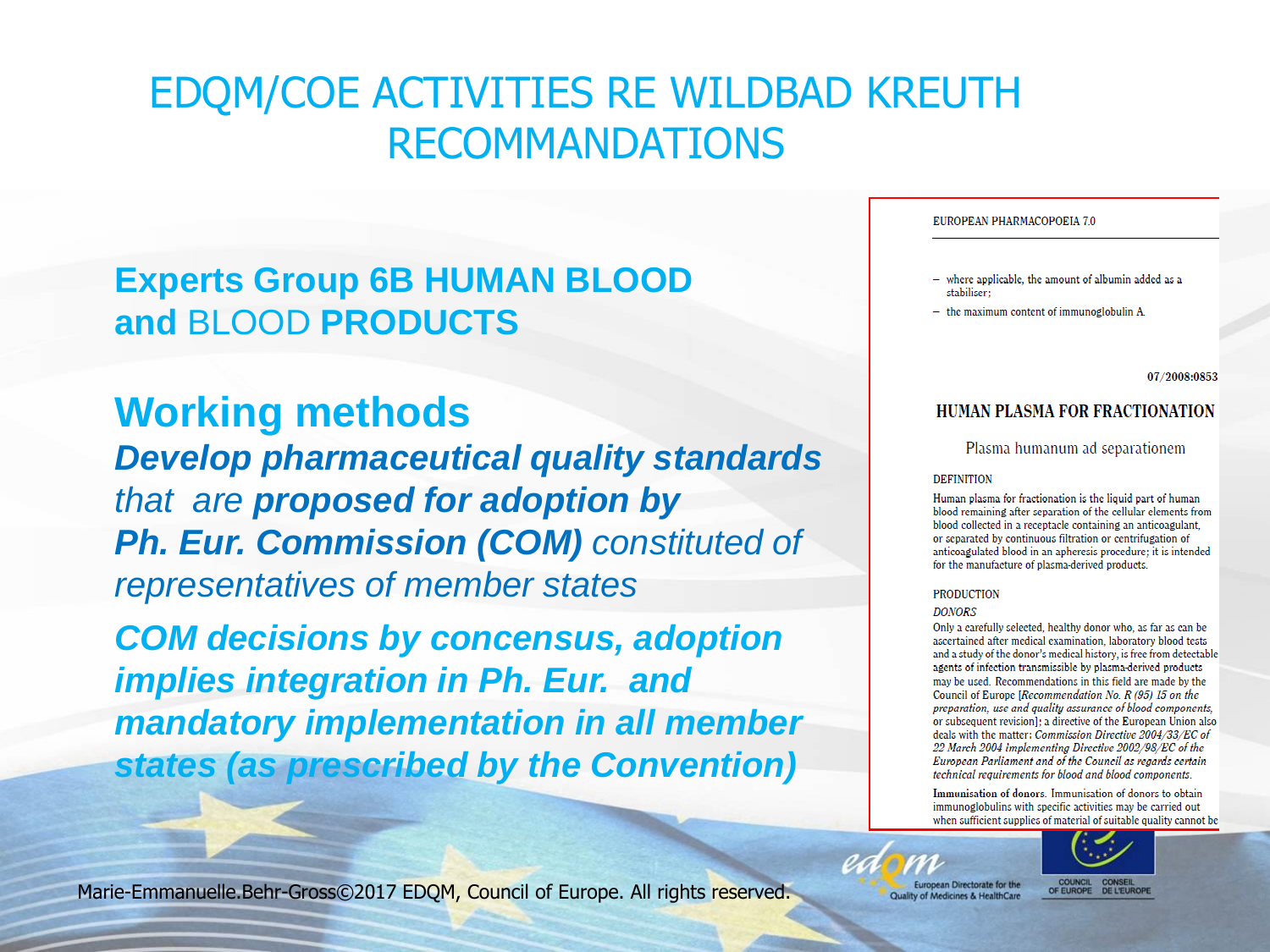# EDQM/COE ACTIVITIES RE WILDBAD KREUTH RECOMMANDATIONS

## Experts Group 6B HUMAN BLOOD and BLOOD PRODUCTS

## Working methods

***Develop pharmaceutical quality standards*** *that are* ***proposed for adoption by Ph. Eur. Commission (COM)*** *constituted of representatives of member states*

***COM decisions by concensus, adoption implies integration in Ph. Eur. and mandatory implementation in all member states (as prescribed by the Convention)***

EUROPEAN PHARMACOPOEIA 7.0

- where applicable, the amount of albumin added as a stabiliser;
- the maximum content of immunoglobulin A.

07/2008:0853

### HUMAN PLASMA FOR FRACTIONATION

Plasma humanum ad separationem

DEFINITION

Human plasma for fractionation is the liquid part of human blood remaining after separation of the cellular elements from blood collected in a receptacle containing an anticoagulant, or separated by continuous filtration or centrifugation of anticoagulated blood in an apheresis procedure; it is intended for the manufacture of plasma-derived products.

PRODUCTION

*DONORS*

Only a carefully selected, healthy donor who, as far as can be ascertained after medical examination, laboratory blood tests and a study of the donor's medical history, is free from detectable agents of infection transmissible by plasma-derived products may be used. Recommendations in this field are made by the Council of Europe [*Recommendation No. R (95) 15 on the preparation, use and quality assurance of blood components*, or subsequent revision]; a directive of the European Union also deals with the matter: *Commission Directive 2004/33/EC of 22 March 2004 implementing Directive 2002/98/EC of the European Parliament and of the Council as regards certain technical requirements for blood and blood components*.

**Immunisation of donors.** Immunisation of donors to obtain immunoglobulins with specific activities may be carried out when sufficient supplies of material of suitable quality cannot be

Marie-Emmanuelle.Behr-Gross©2017 EDQM, Council of Europe. All rights reserved.

edqm European Directorate for the Quality of Medicines & HealthCare

COUNCIL OF EUROPE CONSEIL DE L'EUROPE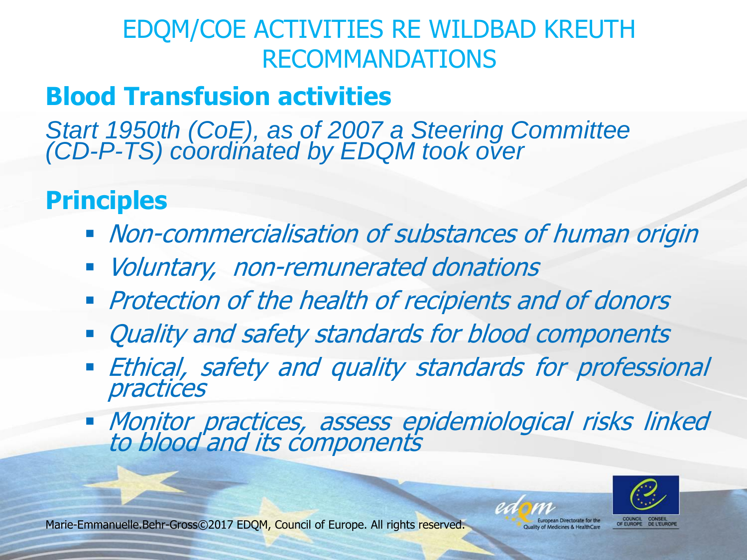# EDQM/COE ACTIVITIES RE WILDBAD KREUTH RECOMMANDATIONS

## Blood Transfusion activities

*Start 1950th (CoE), as of 2007 a Steering Committee (CD-P-TS) coordinated by EDQM took over*

## Principles

- *Non-commercialisation of substances of human origin*
- *Voluntary, non-remunerated donations*
- *Protection of the health of recipients and of donors*
- *Quality and safety standards for blood components*
- *Ethical, safety and quality standards for professional practices*
- *Monitor practices, assess epidemiological risks linked to blood and its components*

Marie-Emmanuelle.Behr-Gross©2017 EDQM, Council of Europe. All rights reserved.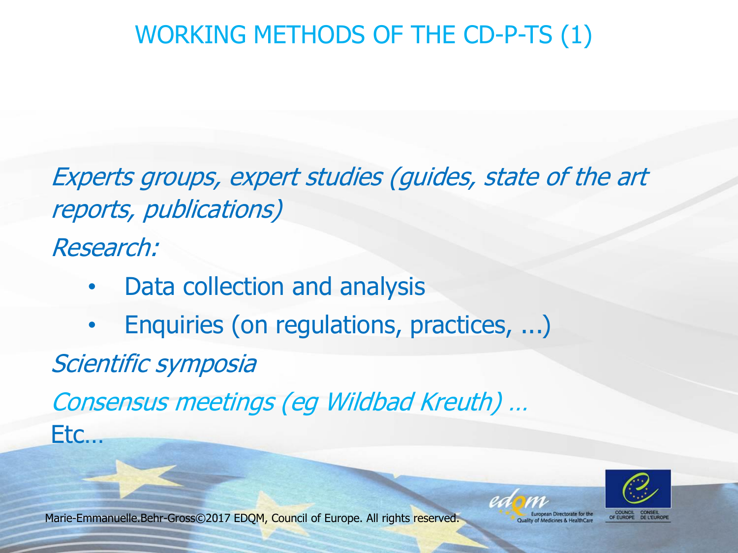# WORKING METHODS OF THE CD-P-TS (1)

*Experts groups, expert studies (guides, state of the art reports, publications)*

*Research:*

- Data collection and analysis
- Enquiries (on regulations, practices, ...)

*Scientific symposia*

*Consensus meetings (eg Wildbad Kreuth) …*

Etc…

Marie-Emmanuelle.Behr-Gross©2017 EDQM, Council of Europe. All rights reserved.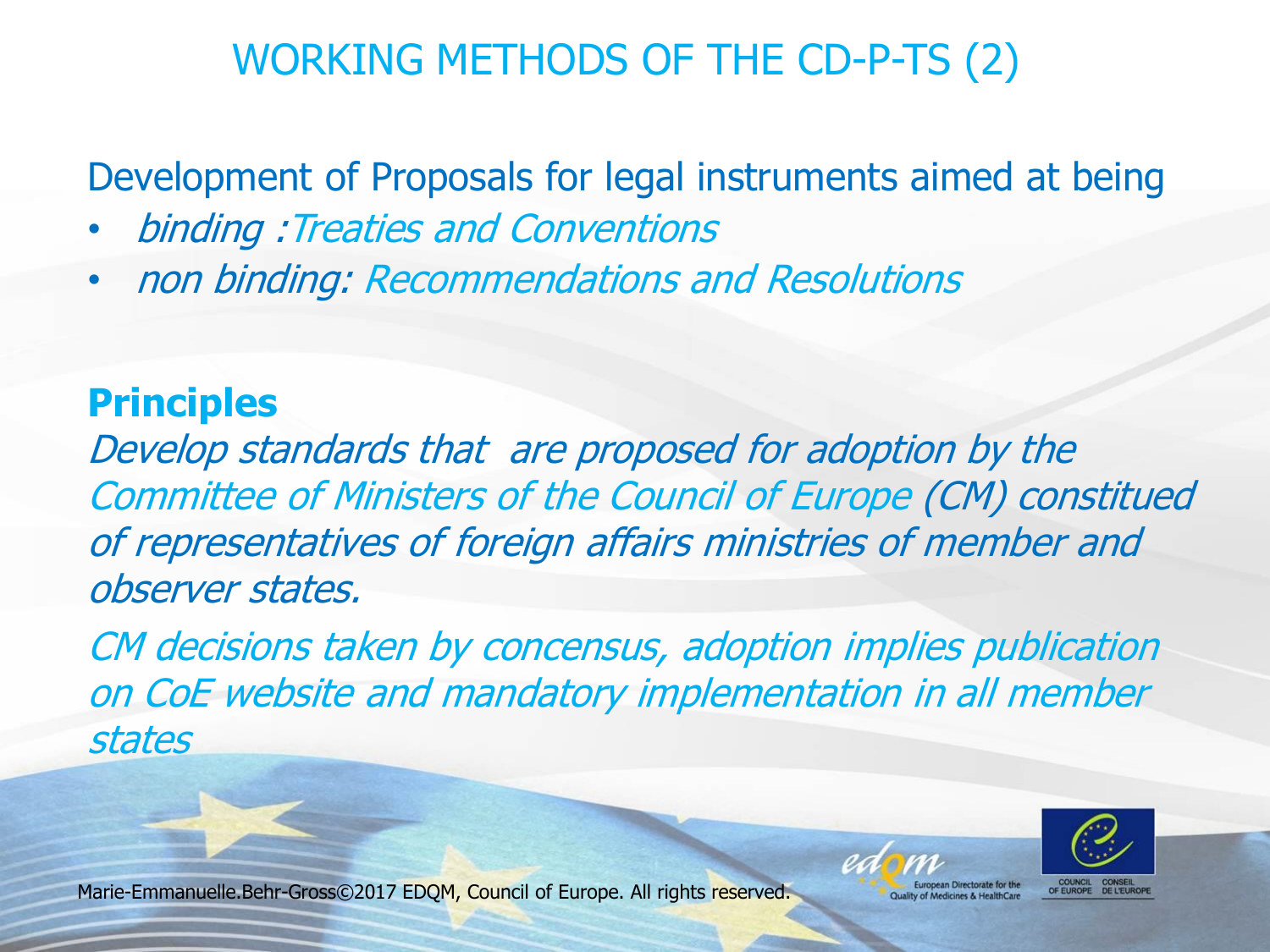# WORKING METHODS OF THE CD-P-TS (2)

Development of Proposals for legal instruments aimed at being

- *binding :Treaties and Conventions*
- *non binding: Recommendations and Resolutions*

**Principles**

*Develop standards that are proposed for adoption by the Committee of Ministers of the Council of Europe (CM) constitued of representatives of foreign affairs ministries of member and observer states.*

*CM decisions taken by concensus, adoption implies publication on CoE website and mandatory implementation in all member states*

Marie-Emmanuelle.Behr-Gross©2017 EDQM, Council of Europe. All rights reserved.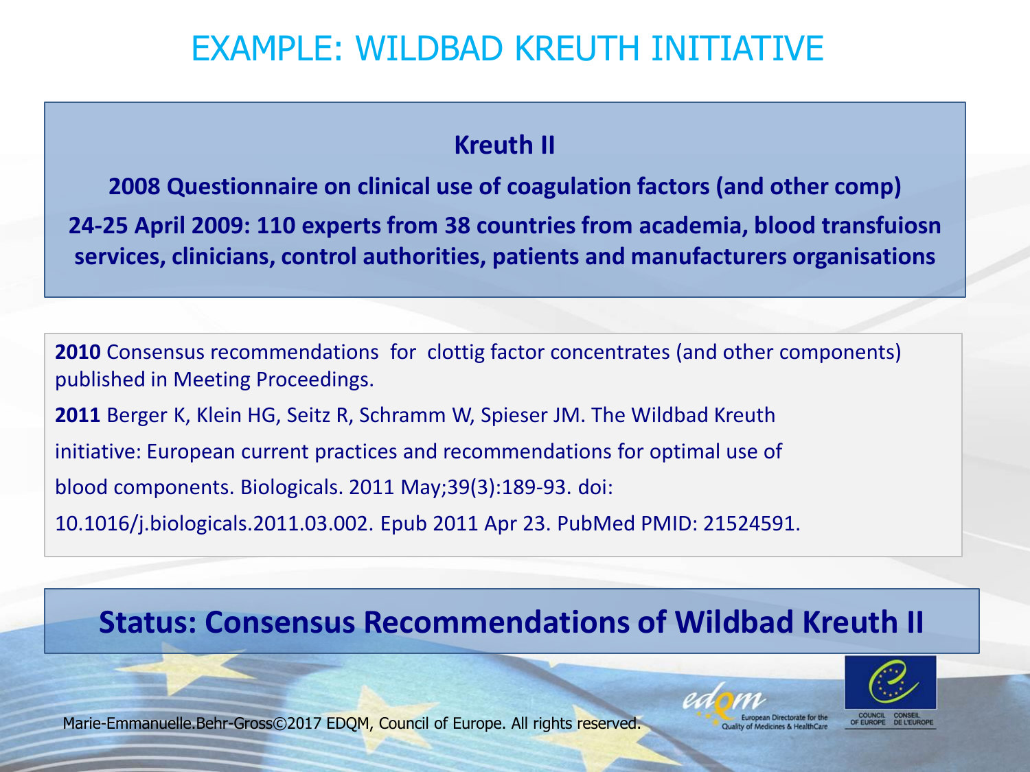# EXAMPLE: WILDBAD KREUTH INITIATIVE

**Kreuth II**

**2008 Questionnaire on clinical use of coagulation factors (and other comp)**

**24-25 April 2009: 110 experts from 38 countries from academia, blood transfuiosn services, clinicians, control authorities, patients and manufacturers organisations**

**2010** Consensus recommendations for clottig factor concentrates (and other components) published in Meeting Proceedings.

**2011** Berger K, Klein HG, Seitz R, Schramm W, Spieser JM. The Wildbad Kreuth initiative: European current practices and recommendations for optimal use of blood components. Biologicals. 2011 May;39(3):189-93. doi: 10.1016/j.biologicals.2011.03.002. Epub 2011 Apr 23. PubMed PMID: 21524591.

**Status: Consensus Recommendations of Wildbad Kreuth II**

Marie-Emmanuelle.Behr-Gross©2017 EDQM, Council of Europe. All rights reserved.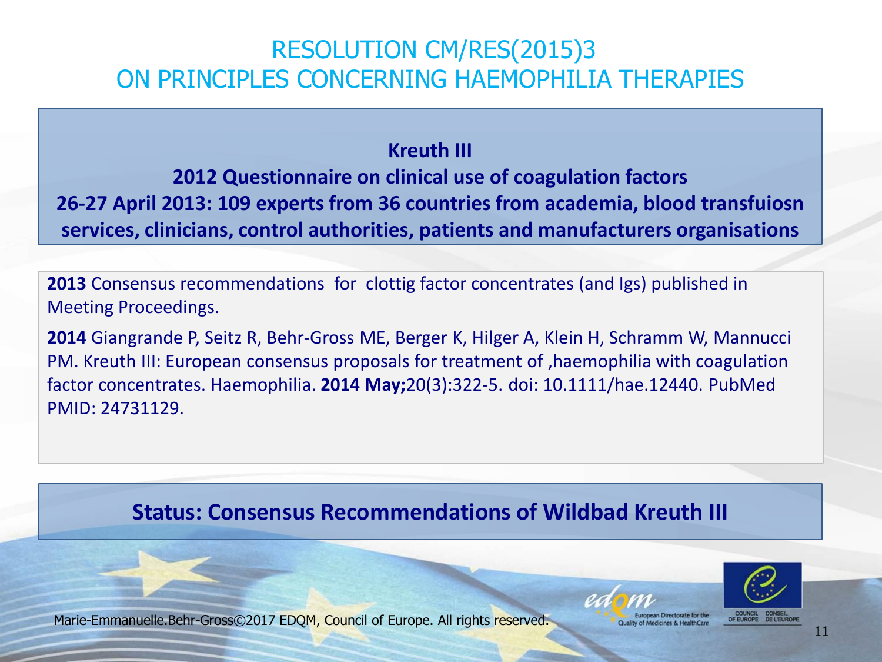# RESOLUTION CM/RES(2015)3 ON PRINCIPLES CONCERNING HAEMOPHILIA THERAPIES

**Kreuth III**

**2012 Questionnaire on clinical use of coagulation factors**

**26-27 April 2013: 109 experts from 36 countries from academia, blood transfuiosn services, clinicians, control authorities, patients and manufacturers organisations**

**2013** Consensus recommendations for clottig factor concentrates (and Igs) published in Meeting Proceedings.

**2014** Giangrande P, Seitz R, Behr-Gross ME, Berger K, Hilger A, Klein H, Schramm W, Mannucci PM. Kreuth III: European consensus proposals for treatment of ,haemophilia with coagulation factor concentrates. Haemophilia. **2014 May;**20(3):322-5. doi: 10.1111/hae.12440. PubMed PMID: 24731129.

**Status: Consensus Recommendations of Wildbad Kreuth III**

Marie-Emmanuelle.Behr-Gross©2017 EDQM, Council of Europe. All rights reserved.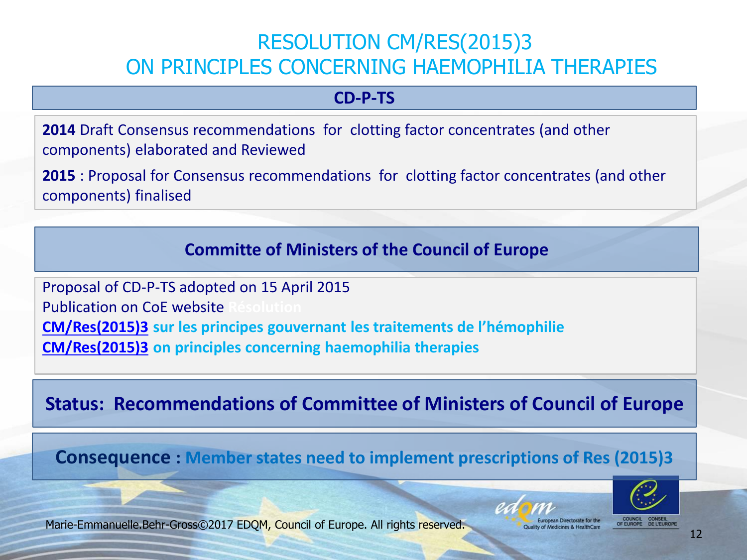# RESOLUTION CM/RES(2015)3 ON PRINCIPLES CONCERNING HAEMOPHILIA THERAPIES

## CD-P-TS

**2014** Draft Consensus recommendations for clotting factor concentrates (and other components) elaborated and Reviewed

**2015** : Proposal for Consensus recommendations for clotting factor concentrates (and other components) finalised

## Committe of Ministers of the Council of Europe

Proposal of CD-P-TS adopted on 15 April 2015
Publication on CoE website Résolution
**CM/Res(2015)3 sur les principes gouvernant les traitements de l'hémophilie**
**CM/Res(2015)3 on principles concerning haemophilia therapies**

**Status: Recommendations of Committee of Ministers of Council of Europe**

**Consequence : Member states need to implement prescriptions of Res (2015)3**

Marie-Emmanuelle.Behr-Gross©2017 EDQM, Council of Europe. All rights reserved.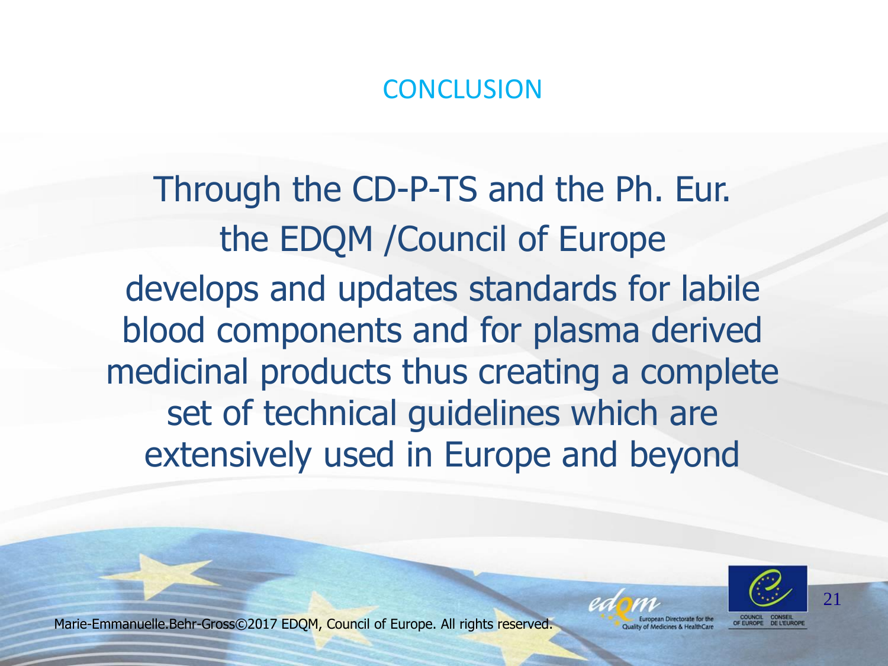## CONCLUSION

Through the CD-P-TS and the Ph. Eur. the EDQM /Council of Europe develops and updates standards for labile blood components and for plasma derived medicinal products thus creating a complete set of technical guidelines which are extensively used in Europe and beyond